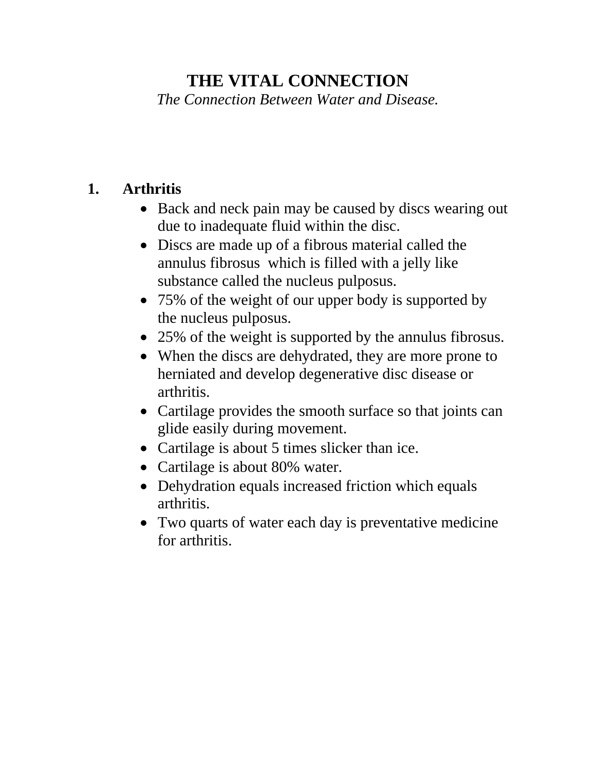# THE VITAL CONNECTION

*The Connection Between Water and Disease.*

## 1. Arthritis

- Back and neck pain may be caused by discs wearing out due to inadequate fluid within the disc.
- Discs are made up of a fibrous material called the annulus fibrosus which is filled with a jelly like substance called the nucleus pulposus.
- 75% of the weight of our upper body is supported by the nucleus pulposus.
- 25% of the weight is supported by the annulus fibrosus.
- When the discs are dehydrated, they are more prone to herniated and develop degenerative disc disease or arthritis.
- Cartilage provides the smooth surface so that joints can glide easily during movement.
- Cartilage is about 5 times slicker than ice.
- Cartilage is about 80% water.
- Dehydration equals increased friction which equals arthritis.
- Two quarts of water each day is preventative medicine for arthritis.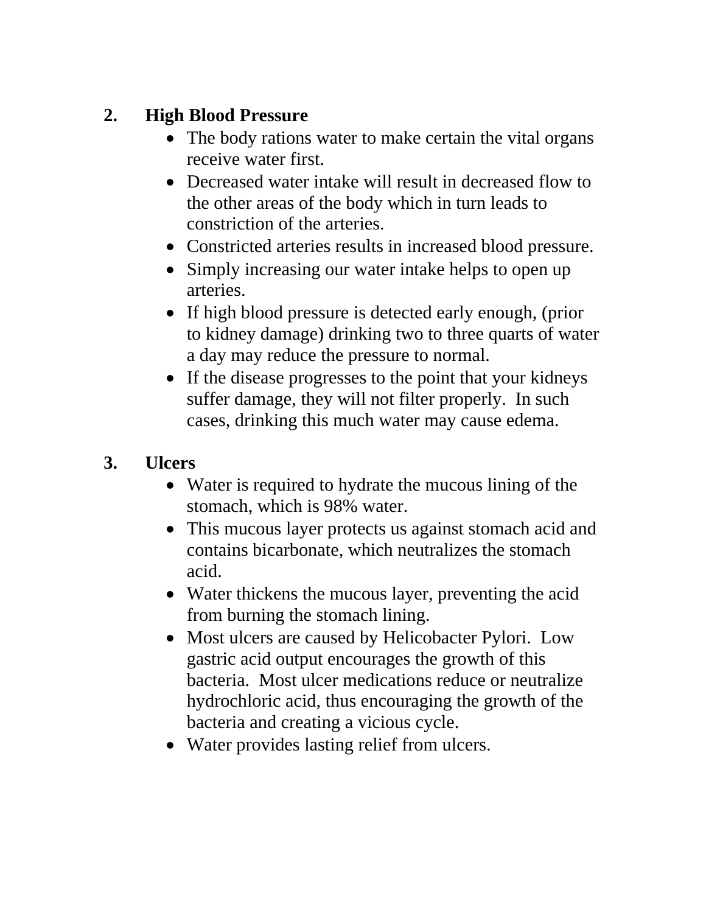2. **High Blood Pressure**
   - The body rations water to make certain the vital organs receive water first.
   - Decreased water intake will result in decreased flow to the other areas of the body which in turn leads to constriction of the arteries.
   - Constricted arteries results in increased blood pressure.
   - Simply increasing our water intake helps to open up arteries.
   - If high blood pressure is detected early enough, (prior to kidney damage) drinking two to three quarts of water a day may reduce the pressure to normal.
   - If the disease progresses to the point that your kidneys suffer damage, they will not filter properly. In such cases, drinking this much water may cause edema.

3. **Ulcers**
   - Water is required to hydrate the mucous lining of the stomach, which is 98% water.
   - This mucous layer protects us against stomach acid and contains bicarbonate, which neutralizes the stomach acid.
   - Water thickens the mucous layer, preventing the acid from burning the stomach lining.
   - Most ulcers are caused by Helicobacter Pylori. Low gastric acid output encourages the growth of this bacteria. Most ulcer medications reduce or neutralize hydrochloric acid, thus encouraging the growth of the bacteria and creating a vicious cycle.
   - Water provides lasting relief from ulcers.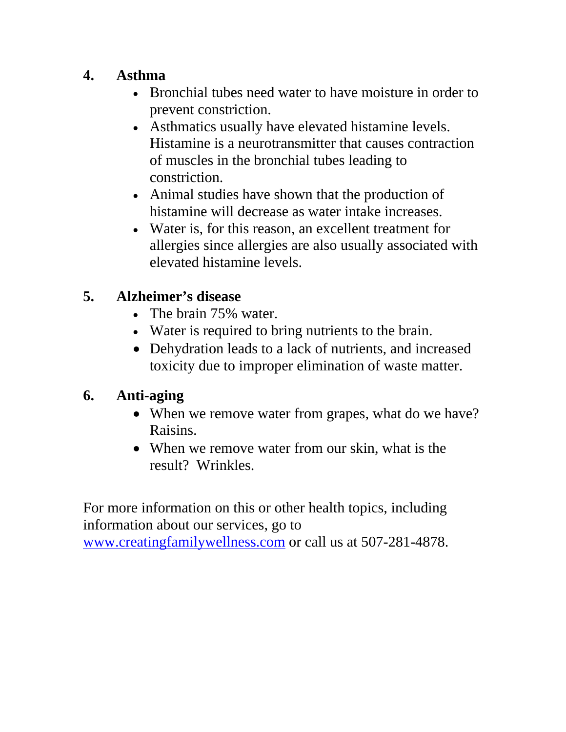4. **Asthma**
   - Bronchial tubes need water to have moisture in order to prevent constriction.
   - Asthmatics usually have elevated histamine levels. Histamine is a neurotransmitter that causes contraction of muscles in the bronchial tubes leading to constriction.
   - Animal studies have shown that the production of histamine will decrease as water intake increases.
   - Water is, for this reason, an excellent treatment for allergies since allergies are also usually associated with elevated histamine levels.

5. **Alzheimer's disease**
   - The brain 75% water.
   - Water is required to bring nutrients to the brain.
   - Dehydration leads to a lack of nutrients, and increased toxicity due to improper elimination of waste matter.

6. **Anti-aging**
   - When we remove water from grapes, what do we have? Raisins.
   - When we remove water from our skin, what is the result? Wrinkles.

For more information on this or other health topics, including information about our services, go to www.creatingfamilywellness.com or call us at 507-281-4878.